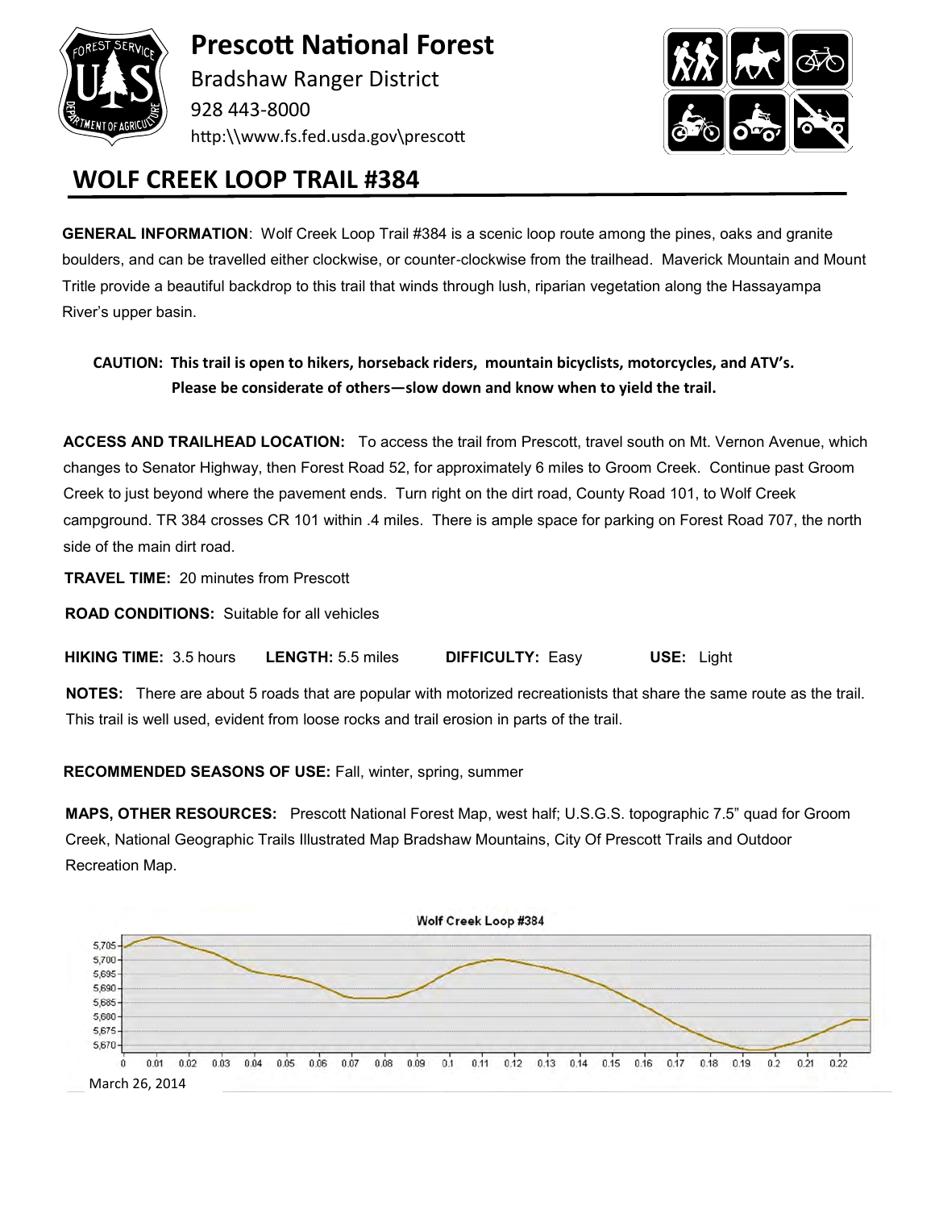# Prescott National Forest

Bradshaw Ranger District

928 443-8000

http:\\www.fs.fed.usda.gov\prescott

## WOLF CREEK LOOP TRAIL #384

**GENERAL INFORMATION**: Wolf Creek Loop Trail #384 is a scenic loop route among the pines, oaks and granite boulders, and can be travelled either clockwise, or counter-clockwise from the trailhead. Maverick Mountain and Mount Tritle provide a beautiful backdrop to this trail that winds through lush, riparian vegetation along the Hassayampa River's upper basin.

**CAUTION: This trail is open to hikers, horseback riders, mountain bicyclists, motorcycles, and ATV's. Please be considerate of others—slow down and know when to yield the trail.**

**ACCESS AND TRAILHEAD LOCATION:** To access the trail from Prescott, travel south on Mt. Vernon Avenue, which changes to Senator Highway, then Forest Road 52, for approximately 6 miles to Groom Creek. Continue past Groom Creek to just beyond where the pavement ends. Turn right on the dirt road, County Road 101, to Wolf Creek campground. TR 384 crosses CR 101 within .4 miles. There is ample space for parking on Forest Road 707, the north side of the main dirt road.

**TRAVEL TIME:** 20 minutes from Prescott

**ROAD CONDITIONS:** Suitable for all vehicles

**HIKING TIME:** 3.5 hours **LENGTH:** 5.5 miles **DIFFICULTY:** Easy **USE:** Light

**NOTES:** There are about 5 roads that are popular with motorized recreationists that share the same route as the trail. This trail is well used, evident from loose rocks and trail erosion in parts of the trail.

**RECOMMENDED SEASONS OF USE:** Fall, winter, spring, summer

**MAPS, OTHER RESOURCES:** Prescott National Forest Map, west half; U.S.G.S. topographic 7.5" quad for Groom Creek, National Geographic Trails Illustrated Map Bradshaw Mountains, City Of Prescott Trails and Outdoor Recreation Map.

Wolf Creek Loop #384

March 26, 2014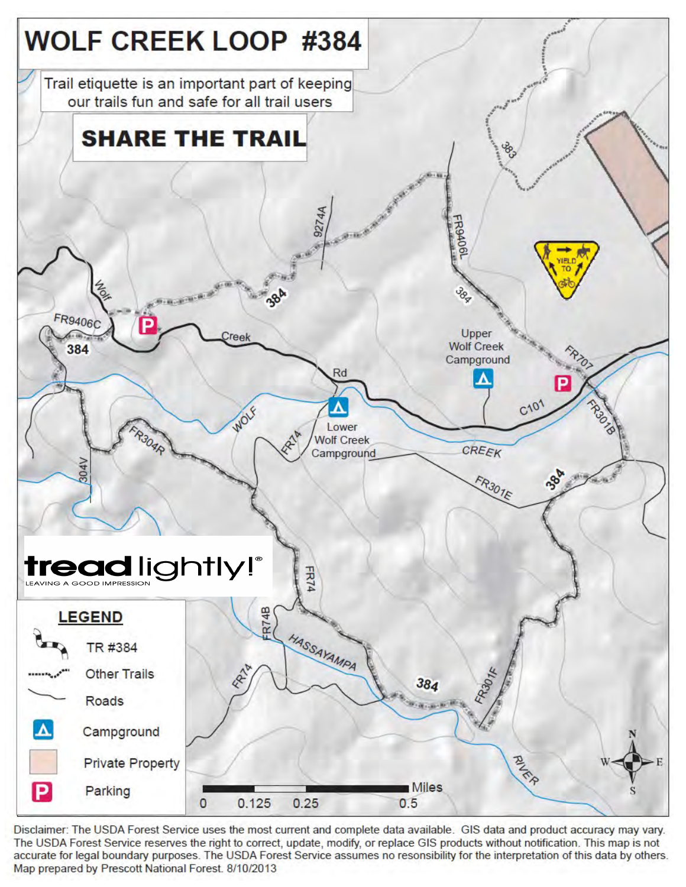# WOLF CREEK LOOP #384

Trail etiquette is an important part of keeping our trails fun and safe for all trail users

**SHARE THE TRAIL**

383

9274A

FR9406L

384

Wolf

FR9406C

384

Creek

Rd

Upper Wolf Creek Campground

FR707

YIELD TO

C101

FR301B

Lower Wolf Creek Campground

WOLF

FR74

CREEK

FR301E

384

FR304R

304V

tread lightly!®
LEAVING A GOOD IMPRESSION

FR74

FR74B

HASSAYAMPA

384

FR301F

FR74

RIVER

**LEGEND**

TR #384

Other Trails

Roads

Campground

Private Property

Parking

Miles

0 0.125 0.25 0.5

N
W E
S

Disclaimer: The USDA Forest Service uses the most current and complete data available. GIS data and product accuracy may vary. The USDA Forest Service reserves the right to correct, update, modify, or replace GIS products without notification. This map is not accurate for legal boundary purposes. The USDA Forest Service assumes no resonsibility for the interpretation of this data by others. Map prepared by Prescott National Forest. 8/10/2013